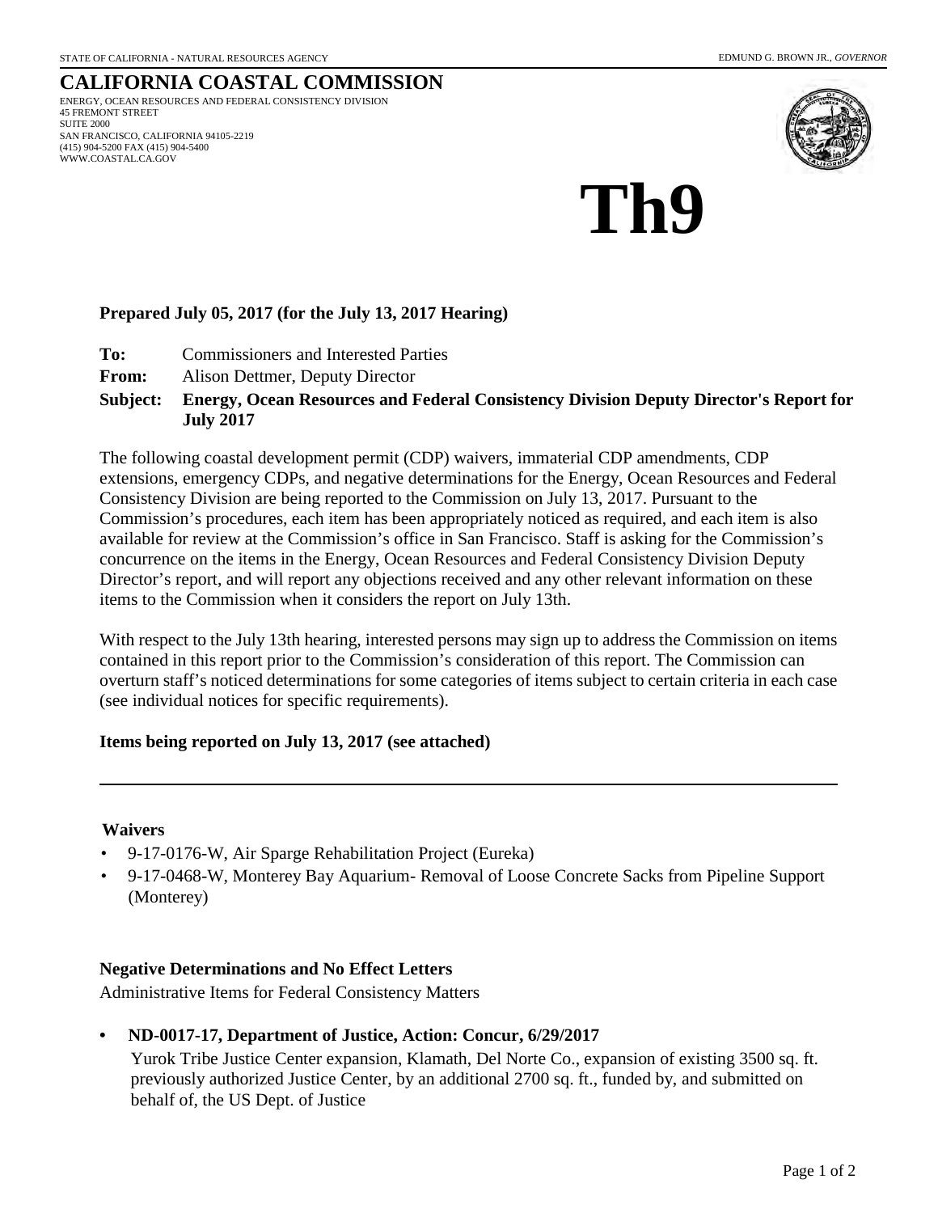STATE OF CALIFORNIA - NATURAL RESOURCES AGENCY

EDMUND G. BROWN JR., *GOVERNOR*

# CALIFORNIA COASTAL COMMISSION

ENERGY, OCEAN RESOURCES AND FEDERAL CONSISTENCY DIVISION
45 FREMONT STREET
SUITE 2000
SAN FRANCISCO, CALIFORNIA 94105-2219
(415) 904-5200 FAX (415) 904-5400
WWW.COASTAL.CA.GOV

# Th9

**Prepared July 05, 2017 (for the July 13, 2017 Hearing)**

**To:** Commissioners and Interested Parties

**From:** Alison Dettmer, Deputy Director

**Subject: Energy, Ocean Resources and Federal Consistency Division Deputy Director's Report for July 2017**

The following coastal development permit (CDP) waivers, immaterial CDP amendments, CDP extensions, emergency CDPs, and negative determinations for the Energy, Ocean Resources and Federal Consistency Division are being reported to the Commission on July 13, 2017. Pursuant to the Commission's procedures, each item has been appropriately noticed as required, and each item is also available for review at the Commission's office in San Francisco. Staff is asking for the Commission's concurrence on the items in the Energy, Ocean Resources and Federal Consistency Division Deputy Director's report, and will report any objections received and any other relevant information on these items to the Commission when it considers the report on July 13th.

With respect to the July 13th hearing, interested persons may sign up to address the Commission on items contained in this report prior to the Commission's consideration of this report. The Commission can overturn staff's noticed determinations for some categories of items subject to certain criteria in each case (see individual notices for specific requirements).

**Items being reported on July 13, 2017 (see attached)**

---

**Waivers**

- 9-17-0176-W, Air Sparge Rehabilitation Project (Eureka)
- 9-17-0468-W, Monterey Bay Aquarium- Removal of Loose Concrete Sacks from Pipeline Support (Monterey)

**Negative Determinations and No Effect Letters**

Administrative Items for Federal Consistency Matters

- **ND-0017-17, Department of Justice, Action: Concur, 6/29/2017**

  Yurok Tribe Justice Center expansion, Klamath, Del Norte Co., expansion of existing 3500 sq. ft. previously authorized Justice Center, by an additional 2700 sq. ft., funded by, and submitted on behalf of, the US Dept. of Justice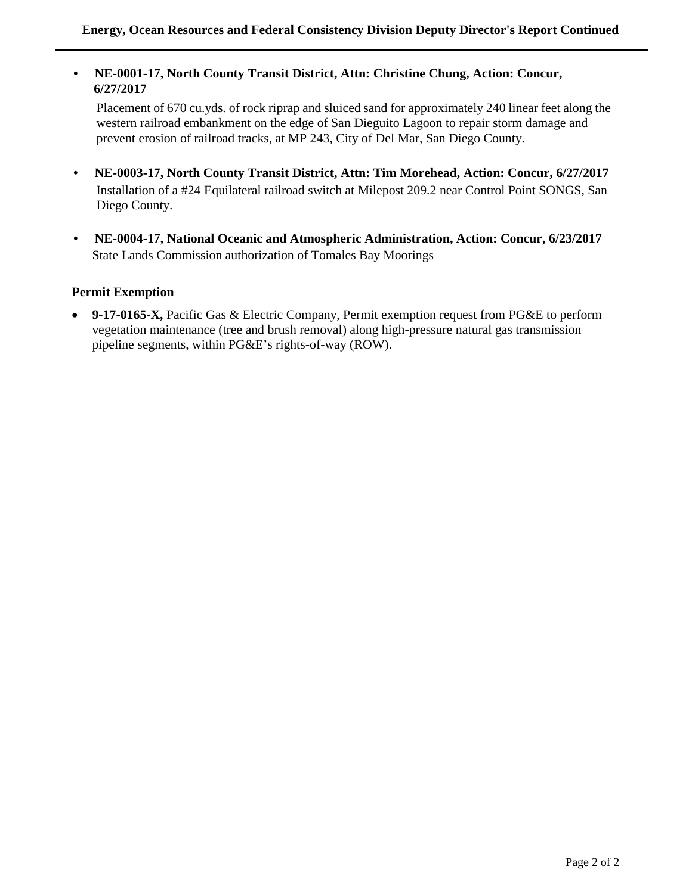- **NE-0001-17, North County Transit District, Attn: Christine Chung, Action: Concur, 6/27/2017**

  Placement of 670 cu.yds. of rock riprap and sluiced sand for approximately 240 linear feet along the western railroad embankment on the edge of San Dieguito Lagoon to repair storm damage and prevent erosion of railroad tracks, at MP 243, City of Del Mar, San Diego County.

- **NE-0003-17, North County Transit District, Attn: Tim Morehead, Action: Concur, 6/27/2017**

  Installation of a #24 Equilateral railroad switch at Milepost 209.2 near Control Point SONGS, San Diego County.

- **NE-0004-17, National Oceanic and Atmospheric Administration, Action: Concur, 6/23/2017**

  State Lands Commission authorization of Tomales Bay Moorings

**Permit Exemption**

- **9-17-0165-X,** Pacific Gas & Electric Company, Permit exemption request from PG&E to perform vegetation maintenance (tree and brush removal) along high-pressure natural gas transmission pipeline segments, within PG&E's rights-of-way (ROW).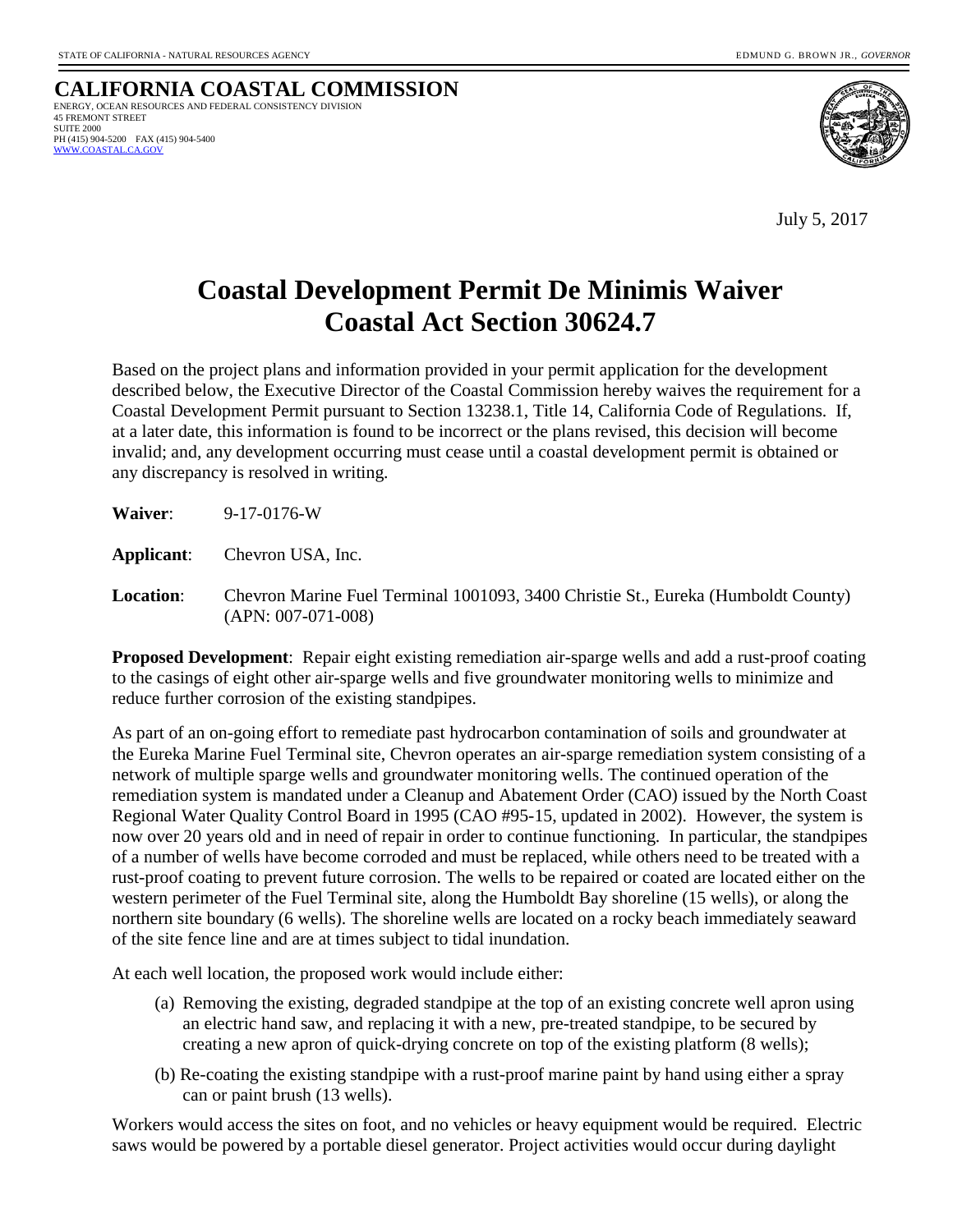STATE OF CALIFORNIA - NATURAL RESOURCES AGENCY

EDMUND G. BROWN JR., *GOVERNOR*

**CALIFORNIA COASTAL COMMISSION**

ENERGY, OCEAN RESOURCES AND FEDERAL CONSISTENCY DIVISION
45 FREMONT STREET
SUITE 2000
PH (415) 904-5200 FAX (415) 904-5400
WWW.COASTAL.CA.GOV

July 5, 2017

# Coastal Development Permit De Minimis Waiver
# Coastal Act Section 30624.7

Based on the project plans and information provided in your permit application for the development described below, the Executive Director of the Coastal Commission hereby waives the requirement for a Coastal Development Permit pursuant to Section 13238.1, Title 14, California Code of Regulations. If, at a later date, this information is found to be incorrect or the plans revised, this decision will become invalid; and, any development occurring must cease until a coastal development permit is obtained or any discrepancy is resolved in writing.

**Waiver**: 9-17-0176-W

**Applicant**: Chevron USA, Inc.

**Location**: Chevron Marine Fuel Terminal 1001093, 3400 Christie St., Eureka (Humboldt County) (APN: 007-071-008)

**Proposed Development**: Repair eight existing remediation air-sparge wells and add a rust-proof coating to the casings of eight other air-sparge wells and five groundwater monitoring wells to minimize and reduce further corrosion of the existing standpipes.

As part of an on-going effort to remediate past hydrocarbon contamination of soils and groundwater at the Eureka Marine Fuel Terminal site, Chevron operates an air-sparge remediation system consisting of a network of multiple sparge wells and groundwater monitoring wells. The continued operation of the remediation system is mandated under a Cleanup and Abatement Order (CAO) issued by the North Coast Regional Water Quality Control Board in 1995 (CAO #95-15, updated in 2002). However, the system is now over 20 years old and in need of repair in order to continue functioning. In particular, the standpipes of a number of wells have become corroded and must be replaced, while others need to be treated with a rust-proof coating to prevent future corrosion. The wells to be repaired or coated are located either on the western perimeter of the Fuel Terminal site, along the Humboldt Bay shoreline (15 wells), or along the northern site boundary (6 wells). The shoreline wells are located on a rocky beach immediately seaward of the site fence line and are at times subject to tidal inundation.

At each well location, the proposed work would include either:

(a) Removing the existing, degraded standpipe at the top of an existing concrete well apron using an electric hand saw, and replacing it with a new, pre-treated standpipe, to be secured by creating a new apron of quick-drying concrete on top of the existing platform (8 wells);

(b) Re-coating the existing standpipe with a rust-proof marine paint by hand using either a spray can or paint brush (13 wells).

Workers would access the sites on foot, and no vehicles or heavy equipment would be required. Electric saws would be powered by a portable diesel generator. Project activities would occur during daylight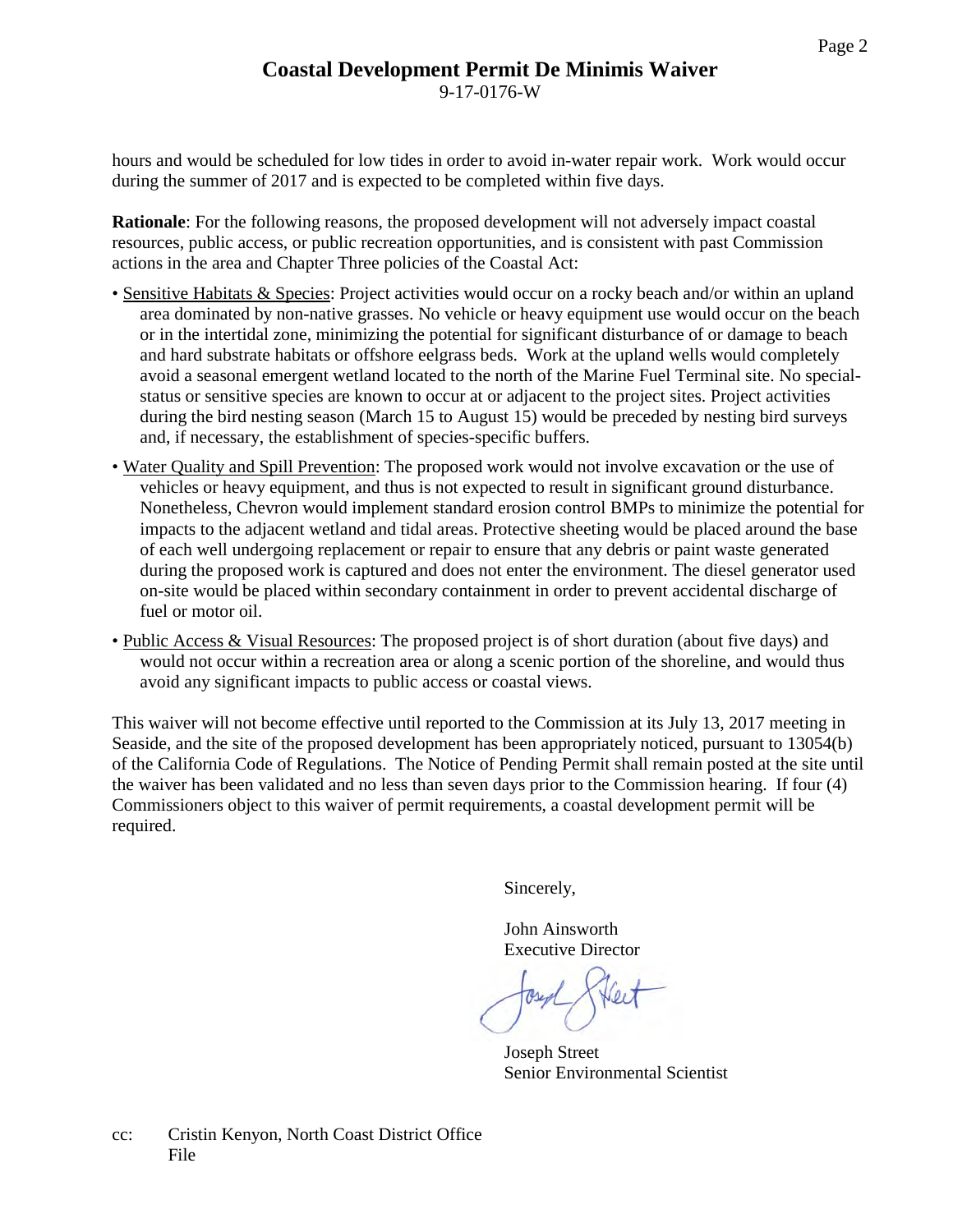hours and would be scheduled for low tides in order to avoid in-water repair work. Work would occur during the summer of 2017 and is expected to be completed within five days.

**Rationale**: For the following reasons, the proposed development will not adversely impact coastal resources, public access, or public recreation opportunities, and is consistent with past Commission actions in the area and Chapter Three policies of the Coastal Act:

- Sensitive Habitats & Species: Project activities would occur on a rocky beach and/or within an upland area dominated by non-native grasses. No vehicle or heavy equipment use would occur on the beach or in the intertidal zone, minimizing the potential for significant disturbance of or damage to beach and hard substrate habitats or offshore eelgrass beds. Work at the upland wells would completely avoid a seasonal emergent wetland located to the north of the Marine Fuel Terminal site. No special-status or sensitive species are known to occur at or adjacent to the project sites. Project activities during the bird nesting season (March 15 to August 15) would be preceded by nesting bird surveys and, if necessary, the establishment of species-specific buffers.
- Water Quality and Spill Prevention: The proposed work would not involve excavation or the use of vehicles or heavy equipment, and thus is not expected to result in significant ground disturbance. Nonetheless, Chevron would implement standard erosion control BMPs to minimize the potential for impacts to the adjacent wetland and tidal areas. Protective sheeting would be placed around the base of each well undergoing replacement or repair to ensure that any debris or paint waste generated during the proposed work is captured and does not enter the environment. The diesel generator used on-site would be placed within secondary containment in order to prevent accidental discharge of fuel or motor oil.
- Public Access & Visual Resources: The proposed project is of short duration (about five days) and would not occur within a recreation area or along a scenic portion of the shoreline, and would thus avoid any significant impacts to public access or coastal views.

This waiver will not become effective until reported to the Commission at its July 13, 2017 meeting in Seaside, and the site of the proposed development has been appropriately noticed, pursuant to 13054(b) of the California Code of Regulations. The Notice of Pending Permit shall remain posted at the site until the waiver has been validated and no less than seven days prior to the Commission hearing. If four (4) Commissioners object to this waiver of permit requirements, a coastal development permit will be required.

Sincerely,

John Ainsworth
Executive Director

Joseph Street
Senior Environmental Scientist

cc: Cristin Kenyon, North Coast District Office
File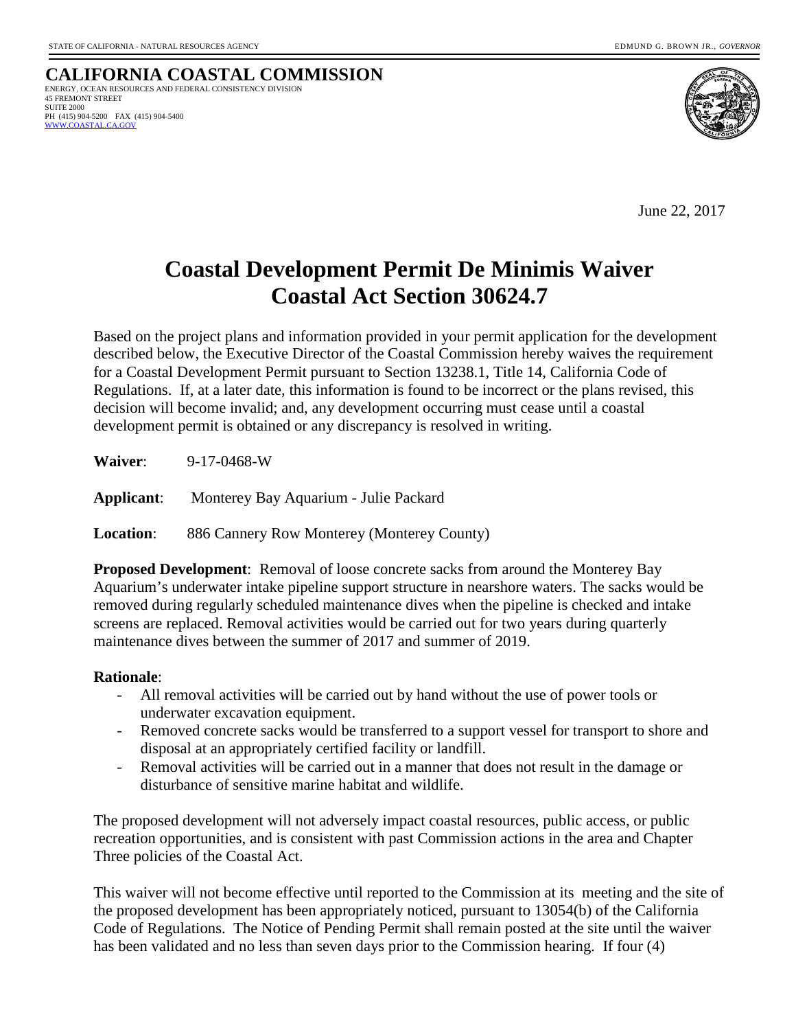STATE OF CALIFORNIA - NATURAL RESOURCES AGENCY EDMUND G. BROWN JR., *GOVERNOR*

**CALIFORNIA COASTAL COMMISSION**
ENERGY, OCEAN RESOURCES AND FEDERAL CONSISTENCY DIVISION
45 FREMONT STREET
SUITE 2000
PH (415) 904-5200 FAX (415) 904-5400
WWW.COASTAL.CA.GOV

June 22, 2017

# Coastal Development Permit De Minimis Waiver
# Coastal Act Section 30624.7

Based on the project plans and information provided in your permit application for the development described below, the Executive Director of the Coastal Commission hereby waives the requirement for a Coastal Development Permit pursuant to Section 13238.1, Title 14, California Code of Regulations. If, at a later date, this information is found to be incorrect or the plans revised, this decision will become invalid; and, any development occurring must cease until a coastal development permit is obtained or any discrepancy is resolved in writing.

**Waiver**: 9-17-0468-W

**Applicant**: Monterey Bay Aquarium - Julie Packard

**Location**: 886 Cannery Row Monterey (Monterey County)

**Proposed Development**: Removal of loose concrete sacks from around the Monterey Bay Aquarium's underwater intake pipeline support structure in nearshore waters. The sacks would be removed during regularly scheduled maintenance dives when the pipeline is checked and intake screens are replaced. Removal activities would be carried out for two years during quarterly maintenance dives between the summer of 2017 and summer of 2019.

**Rationale**:

- All removal activities will be carried out by hand without the use of power tools or underwater excavation equipment.
- Removed concrete sacks would be transferred to a support vessel for transport to shore and disposal at an appropriately certified facility or landfill.
- Removal activities will be carried out in a manner that does not result in the damage or disturbance of sensitive marine habitat and wildlife.

The proposed development will not adversely impact coastal resources, public access, or public recreation opportunities, and is consistent with past Commission actions in the area and Chapter Three policies of the Coastal Act.

This waiver will not become effective until reported to the Commission at its meeting and the site of the proposed development has been appropriately noticed, pursuant to 13054(b) of the California Code of Regulations. The Notice of Pending Permit shall remain posted at the site until the waiver has been validated and no less than seven days prior to the Commission hearing. If four (4)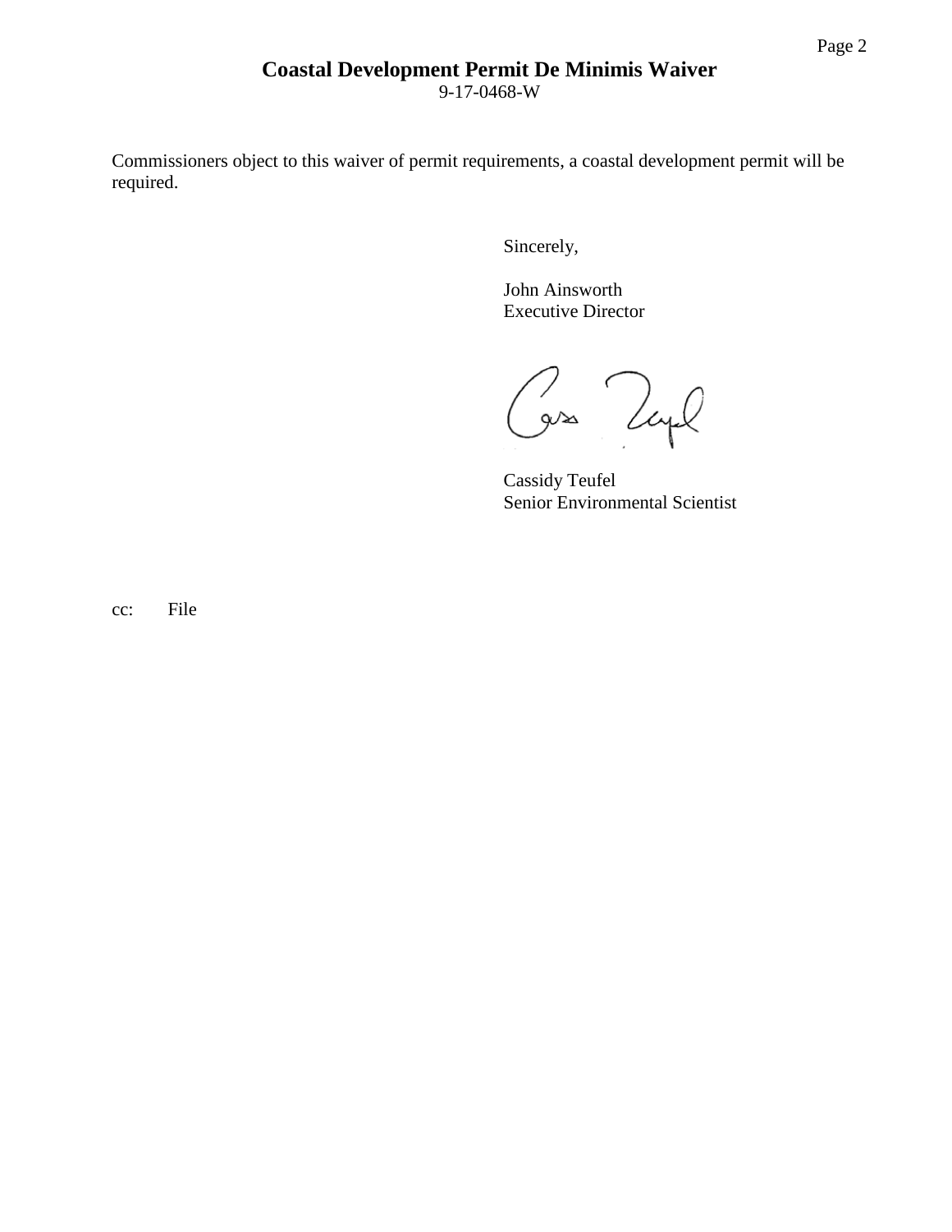Commissioners object to this waiver of permit requirements, a coastal development permit will be required.

Sincerely,

John Ainsworth  
Executive Director

Cassidy Teufel  
Senior Environmental Scientist

cc: File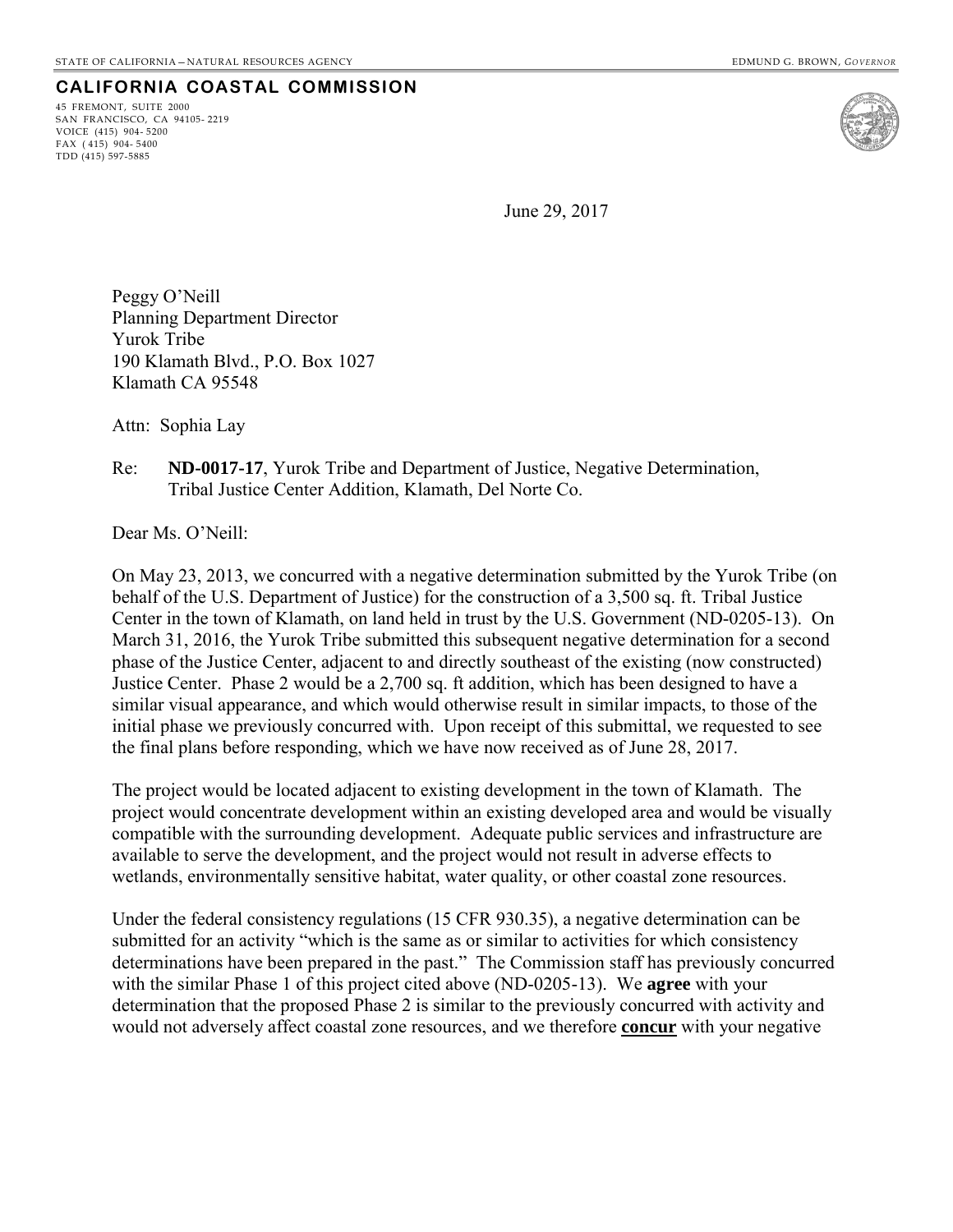STATE OF CALIFORNIA—NATURAL RESOURCES AGENCY EDMUND G. BROWN, *GOVERNOR*

**CALIFORNIA COASTAL COMMISSION**

45 FREMONT, SUITE 2000
SAN FRANCISCO, CA 94105- 2219
VOICE (415) 904- 5200
FAX ( 415) 904- 5400
TDD (415) 597-5885

June 29, 2017

Peggy O'Neill
Planning Department Director
Yurok Tribe
190 Klamath Blvd., P.O. Box 1027
Klamath CA 95548

Attn: Sophia Lay

Re: **ND-0017-17**, Yurok Tribe and Department of Justice, Negative Determination, Tribal Justice Center Addition, Klamath, Del Norte Co.

Dear Ms. O'Neill:

On May 23, 2013, we concurred with a negative determination submitted by the Yurok Tribe (on behalf of the U.S. Department of Justice) for the construction of a 3,500 sq. ft. Tribal Justice Center in the town of Klamath, on land held in trust by the U.S. Government (ND-0205-13). On March 31, 2016, the Yurok Tribe submitted this subsequent negative determination for a second phase of the Justice Center, adjacent to and directly southeast of the existing (now constructed) Justice Center. Phase 2 would be a 2,700 sq. ft addition, which has been designed to have a similar visual appearance, and which would otherwise result in similar impacts, to those of the initial phase we previously concurred with. Upon receipt of this submittal, we requested to see the final plans before responding, which we have now received as of June 28, 2017.

The project would be located adjacent to existing development in the town of Klamath. The project would concentrate development within an existing developed area and would be visually compatible with the surrounding development. Adequate public services and infrastructure are available to serve the development, and the project would not result in adverse effects to wetlands, environmentally sensitive habitat, water quality, or other coastal zone resources.

Under the federal consistency regulations (15 CFR 930.35), a negative determination can be submitted for an activity "which is the same as or similar to activities for which consistency determinations have been prepared in the past." The Commission staff has previously concurred with the similar Phase 1 of this project cited above (ND-0205-13). We **agree** with your determination that the proposed Phase 2 is similar to the previously concurred with activity and would not adversely affect coastal zone resources, and we therefore <u>**concur**</u> with your negative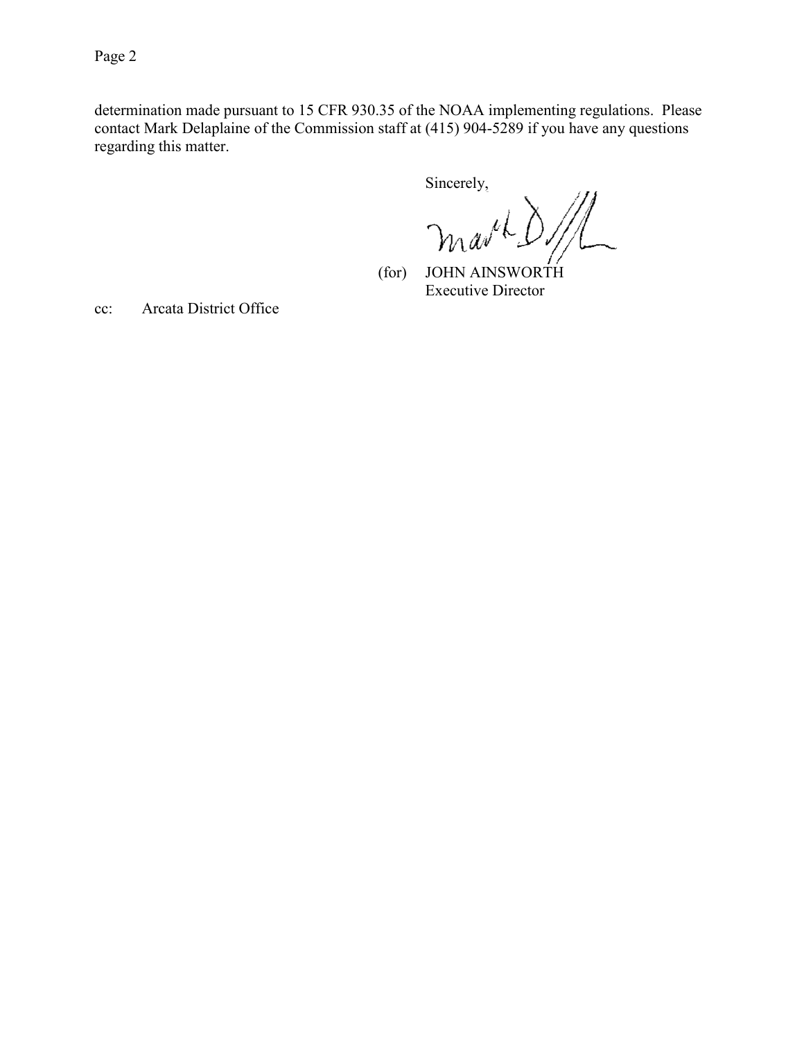determination made pursuant to 15 CFR 930.35 of the NOAA implementing regulations. Please contact Mark Delaplaine of the Commission staff at (415) 904-5289 if you have any questions regarding this matter.

Sincerely,

(for) JOHN AINSWORTH
Executive Director

cc: Arcata District Office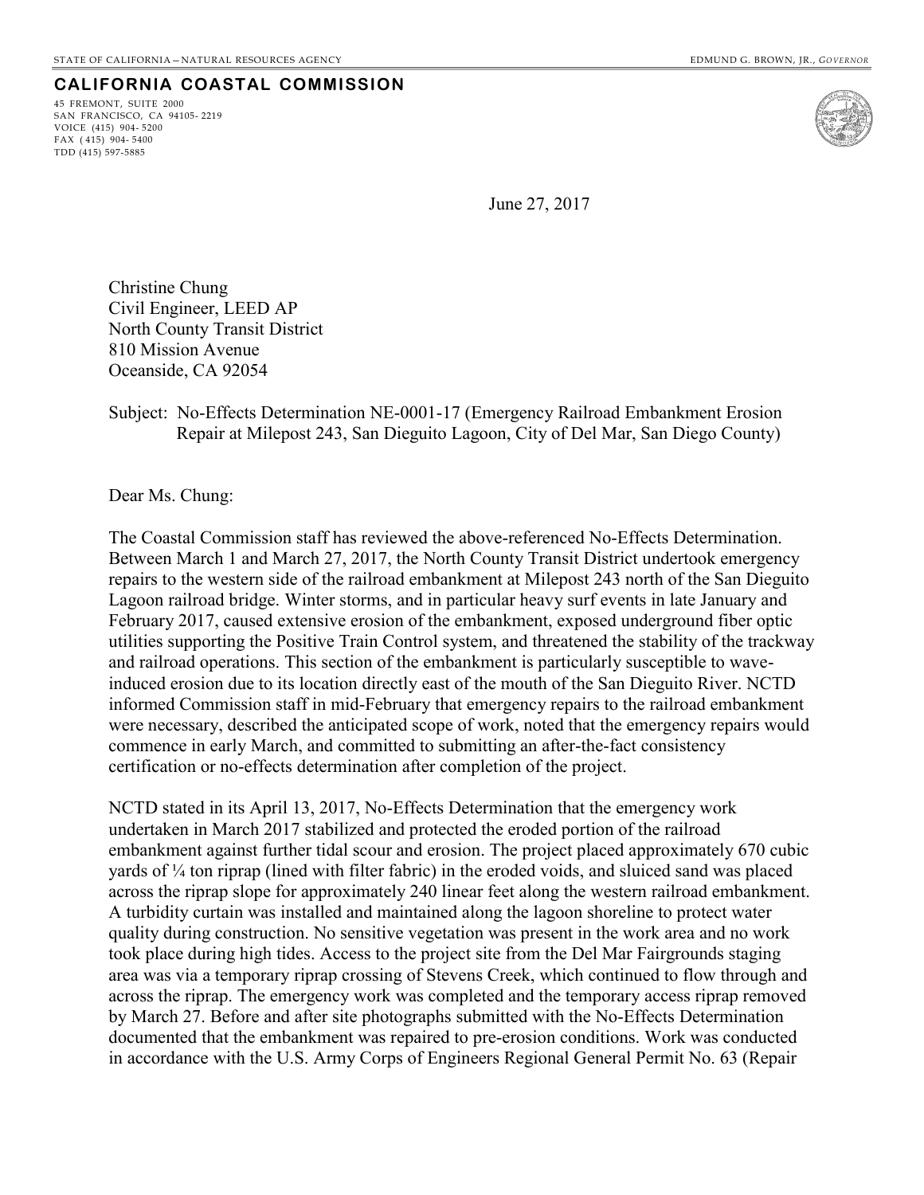STATE OF CALIFORNIA – NATURAL RESOURCES AGENCY EDMUND G. BROWN, JR., *GOVERNOR*

**CALIFORNIA COASTAL COMMISSION**

45 FREMONT, SUITE 2000
SAN FRANCISCO, CA 94105- 2219
VOICE (415) 904- 5200
FAX (415) 904- 5400
TDD (415) 597-5885

June 27, 2017

Christine Chung
Civil Engineer, LEED AP
North County Transit District
810 Mission Avenue
Oceanside, CA 92054

Subject: No-Effects Determination NE-0001-17 (Emergency Railroad Embankment Erosion Repair at Milepost 243, San Dieguito Lagoon, City of Del Mar, San Diego County)

Dear Ms. Chung:

The Coastal Commission staff has reviewed the above-referenced No-Effects Determination. Between March 1 and March 27, 2017, the North County Transit District undertook emergency repairs to the western side of the railroad embankment at Milepost 243 north of the San Dieguito Lagoon railroad bridge. Winter storms, and in particular heavy surf events in late January and February 2017, caused extensive erosion of the embankment, exposed underground fiber optic utilities supporting the Positive Train Control system, and threatened the stability of the trackway and railroad operations. This section of the embankment is particularly susceptible to wave-induced erosion due to its location directly east of the mouth of the San Dieguito River. NCTD informed Commission staff in mid-February that emergency repairs to the railroad embankment were necessary, described the anticipated scope of work, noted that the emergency repairs would commence in early March, and committed to submitting an after-the-fact consistency certification or no-effects determination after completion of the project.

NCTD stated in its April 13, 2017, No-Effects Determination that the emergency work undertaken in March 2017 stabilized and protected the eroded portion of the railroad embankment against further tidal scour and erosion. The project placed approximately 670 cubic yards of ¼ ton riprap (lined with filter fabric) in the eroded voids, and sluiced sand was placed across the riprap slope for approximately 240 linear feet along the western railroad embankment. A turbidity curtain was installed and maintained along the lagoon shoreline to protect water quality during construction. No sensitive vegetation was present in the work area and no work took place during high tides. Access to the project site from the Del Mar Fairgrounds staging area was via a temporary riprap crossing of Stevens Creek, which continued to flow through and across the riprap. The emergency work was completed and the temporary access riprap removed by March 27. Before and after site photographs submitted with the No-Effects Determination documented that the embankment was repaired to pre-erosion conditions. Work was conducted in accordance with the U.S. Army Corps of Engineers Regional General Permit No. 63 (Repair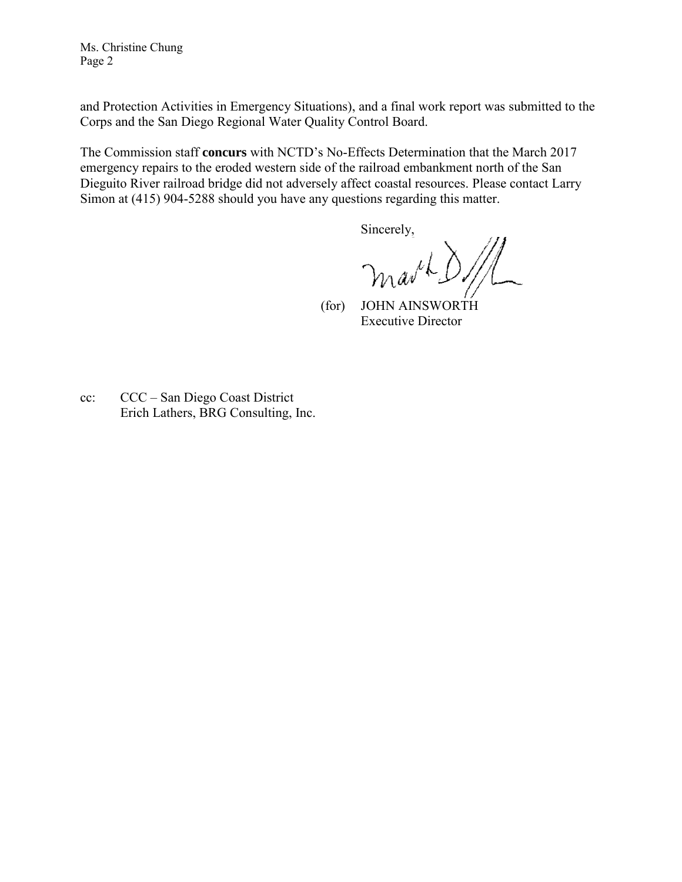and Protection Activities in Emergency Situations), and a final work report was submitted to the Corps and the San Diego Regional Water Quality Control Board.

The Commission staff **concurs** with NCTD's No-Effects Determination that the March 2017 emergency repairs to the eroded western side of the railroad embankment north of the San Dieguito River railroad bridge did not adversely affect coastal resources. Please contact Larry Simon at (415) 904-5288 should you have any questions regarding this matter.

Sincerely,

(for) JOHN AINSWORTH
Executive Director

cc: CCC – San Diego Coast District
Erich Lathers, BRG Consulting, Inc.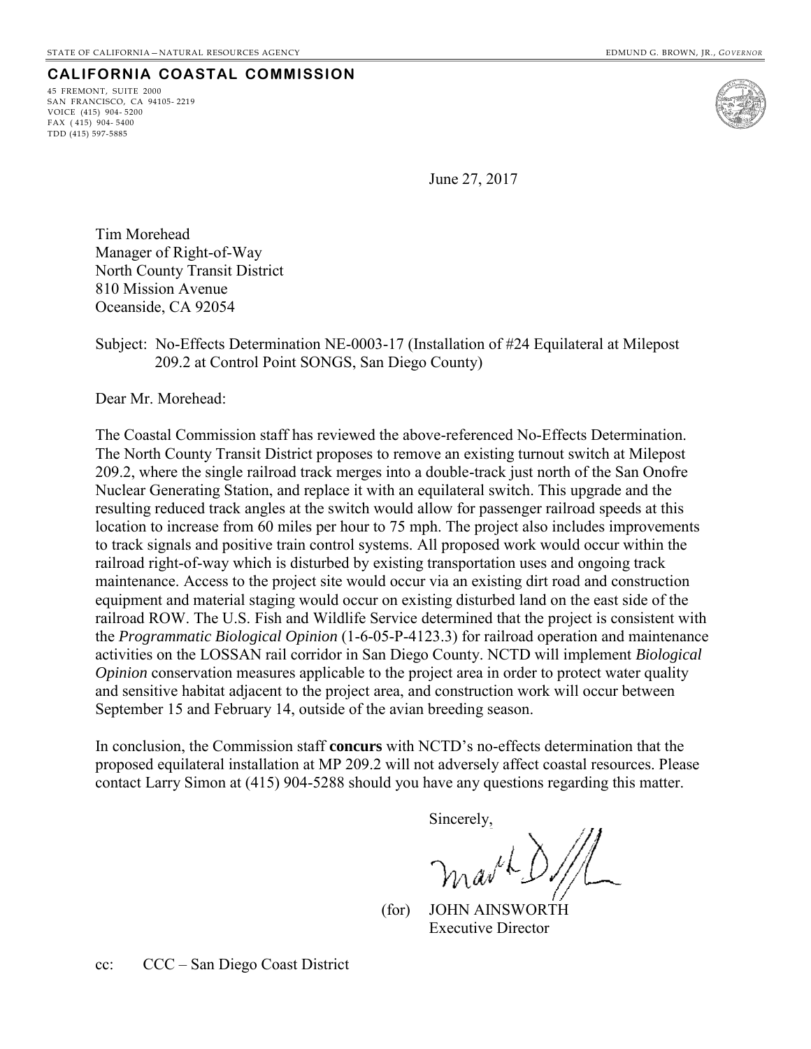STATE OF CALIFORNIA – NATURAL RESOURCES AGENCY

EDMUND G. BROWN, JR., *GOVERNOR*

**CALIFORNIA COASTAL COMMISSION**

45 FREMONT, SUITE 2000
SAN FRANCISCO, CA 94105- 2219
VOICE (415) 904- 5200
FAX ( 415) 904- 5400
TDD (415) 597-5885

June 27, 2017

Tim Morehead
Manager of Right-of-Way
North County Transit District
810 Mission Avenue
Oceanside, CA 92054

Subject: No-Effects Determination NE-0003-17 (Installation of #24 Equilateral at Milepost 209.2 at Control Point SONGS, San Diego County)

Dear Mr. Morehead:

The Coastal Commission staff has reviewed the above-referenced No-Effects Determination. The North County Transit District proposes to remove an existing turnout switch at Milepost 209.2, where the single railroad track merges into a double-track just north of the San Onofre Nuclear Generating Station, and replace it with an equilateral switch. This upgrade and the resulting reduced track angles at the switch would allow for passenger railroad speeds at this location to increase from 60 miles per hour to 75 mph. The project also includes improvements to track signals and positive train control systems. All proposed work would occur within the railroad right-of-way which is disturbed by existing transportation uses and ongoing track maintenance. Access to the project site would occur via an existing dirt road and construction equipment and material staging would occur on existing disturbed land on the east side of the railroad ROW. The U.S. Fish and Wildlife Service determined that the project is consistent with the *Programmatic Biological Opinion* (1-6-05-P-4123.3) for railroad operation and maintenance activities on the LOSSAN rail corridor in San Diego County. NCTD will implement *Biological Opinion* conservation measures applicable to the project area in order to protect water quality and sensitive habitat adjacent to the project area, and construction work will occur between September 15 and February 14, outside of the avian breeding season.

In conclusion, the Commission staff **concurs** with NCTD's no-effects determination that the proposed equilateral installation at MP 209.2 will not adversely affect coastal resources. Please contact Larry Simon at (415) 904-5288 should you have any questions regarding this matter.

Sincerely,

(for) JOHN AINSWORTH
Executive Director

cc: CCC – San Diego Coast District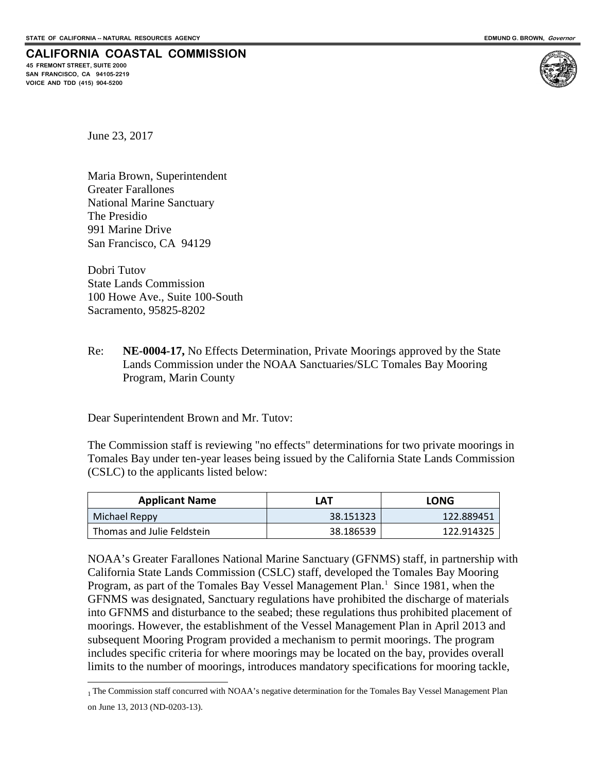STATE OF CALIFORNIA -- NATURAL RESOURCES AGENCY — EDMUND G. BROWN, *Governor*

**CALIFORNIA COASTAL COMMISSION**
45 FREMONT STREET, SUITE 2000
SAN FRANCISCO, CA 94105-2219
VOICE AND TDD (415) 904-5200

June 23, 2017

Maria Brown, Superintendent
Greater Farallones
National Marine Sanctuary
The Presidio
991 Marine Drive
San Francisco, CA 94129

Dobri Tutov
State Lands Commission
100 Howe Ave., Suite 100-South
Sacramento, 95825-8202

Re: **NE-0004-17,** No Effects Determination, Private Moorings approved by the State Lands Commission under the NOAA Sanctuaries/SLC Tomales Bay Mooring Program, Marin County

Dear Superintendent Brown and Mr. Tutov:

The Commission staff is reviewing "no effects" determinations for two private moorings in Tomales Bay under ten-year leases being issued by the California State Lands Commission (CSLC) to the applicants listed below:

| Applicant Name | LAT | LONG |
|---|---|---|
| Michael Reppy | 38.151323 | 122.889451 |
| Thomas and Julie Feldstein | 38.186539 | 122.914325 |

NOAA's Greater Farallones National Marine Sanctuary (GFNMS) staff, in partnership with California State Lands Commission (CSLC) staff, developed the Tomales Bay Mooring Program, as part of the Tomales Bay Vessel Management Plan.[1] Since 1981, when the GFNMS was designated, Sanctuary regulations have prohibited the discharge of materials into GFNMS and disturbance to the seabed; these regulations thus prohibited placement of moorings. However, the establishment of the Vessel Management Plan in April 2013 and subsequent Mooring Program provided a mechanism to permit moorings. The program includes specific criteria for where moorings may be located on the bay, provides overall limits to the number of moorings, introduces mandatory specifications for mooring tackle,

[1] The Commission staff concurred with NOAA's negative determination for the Tomales Bay Vessel Management Plan on June 13, 2013 (ND-0203-13).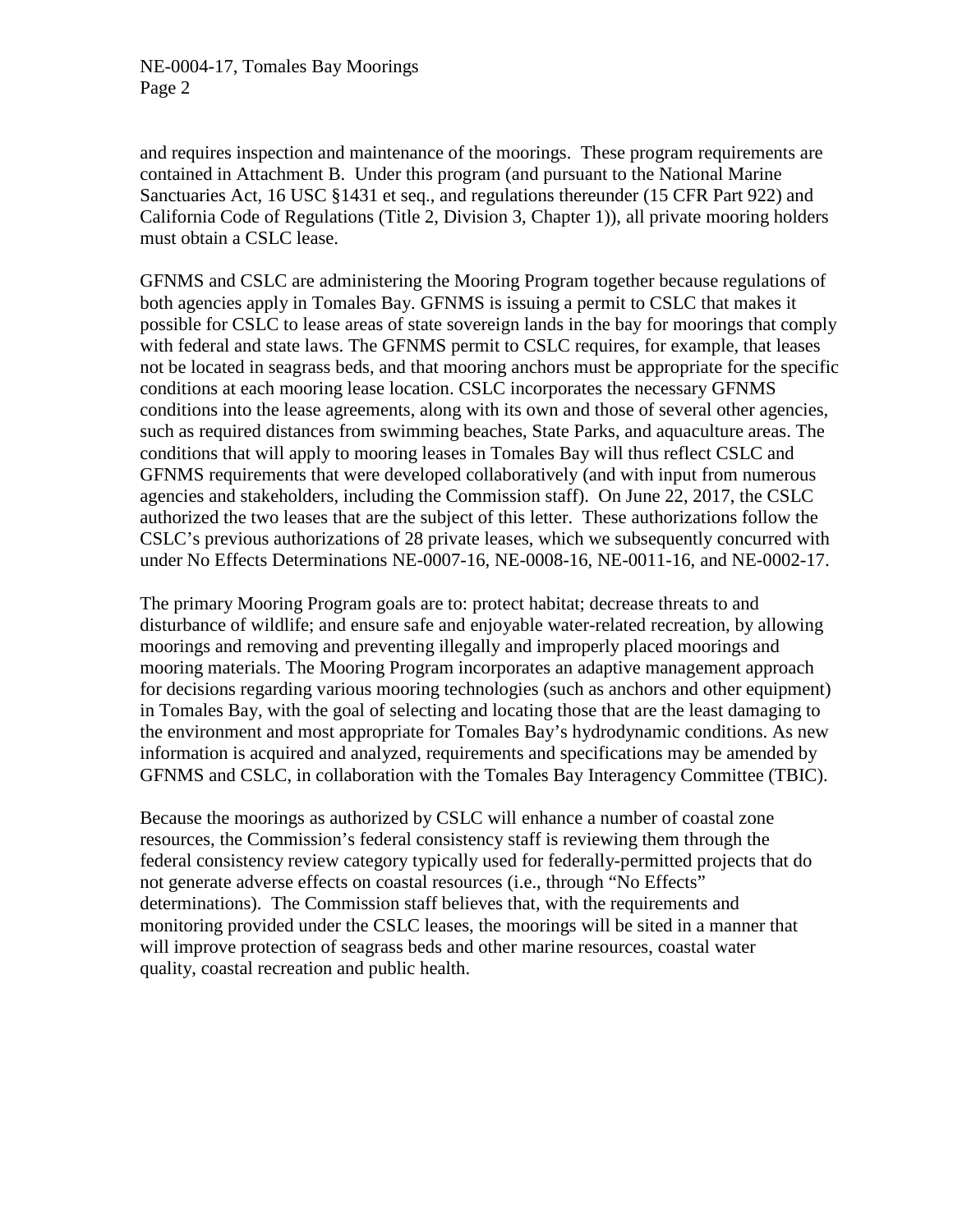and requires inspection and maintenance of the moorings. These program requirements are contained in Attachment B. Under this program (and pursuant to the National Marine Sanctuaries Act, 16 USC §1431 et seq., and regulations thereunder (15 CFR Part 922) and California Code of Regulations (Title 2, Division 3, Chapter 1)), all private mooring holders must obtain a CSLC lease.

GFNMS and CSLC are administering the Mooring Program together because regulations of both agencies apply in Tomales Bay. GFNMS is issuing a permit to CSLC that makes it possible for CSLC to lease areas of state sovereign lands in the bay for moorings that comply with federal and state laws. The GFNMS permit to CSLC requires, for example, that leases not be located in seagrass beds, and that mooring anchors must be appropriate for the specific conditions at each mooring lease location. CSLC incorporates the necessary GFNMS conditions into the lease agreements, along with its own and those of several other agencies, such as required distances from swimming beaches, State Parks, and aquaculture areas. The conditions that will apply to mooring leases in Tomales Bay will thus reflect CSLC and GFNMS requirements that were developed collaboratively (and with input from numerous agencies and stakeholders, including the Commission staff). On June 22, 2017, the CSLC authorized the two leases that are the subject of this letter. These authorizations follow the CSLC's previous authorizations of 28 private leases, which we subsequently concurred with under No Effects Determinations NE-0007-16, NE-0008-16, NE-0011-16, and NE-0002-17.

The primary Mooring Program goals are to: protect habitat; decrease threats to and disturbance of wildlife; and ensure safe and enjoyable water-related recreation, by allowing moorings and removing and preventing illegally and improperly placed moorings and mooring materials. The Mooring Program incorporates an adaptive management approach for decisions regarding various mooring technologies (such as anchors and other equipment) in Tomales Bay, with the goal of selecting and locating those that are the least damaging to the environment and most appropriate for Tomales Bay's hydrodynamic conditions. As new information is acquired and analyzed, requirements and specifications may be amended by GFNMS and CSLC, in collaboration with the Tomales Bay Interagency Committee (TBIC).

Because the moorings as authorized by CSLC will enhance a number of coastal zone resources, the Commission's federal consistency staff is reviewing them through the federal consistency review category typically used for federally-permitted projects that do not generate adverse effects on coastal resources (i.e., through "No Effects" determinations). The Commission staff believes that, with the requirements and monitoring provided under the CSLC leases, the moorings will be sited in a manner that will improve protection of seagrass beds and other marine resources, coastal water quality, coastal recreation and public health.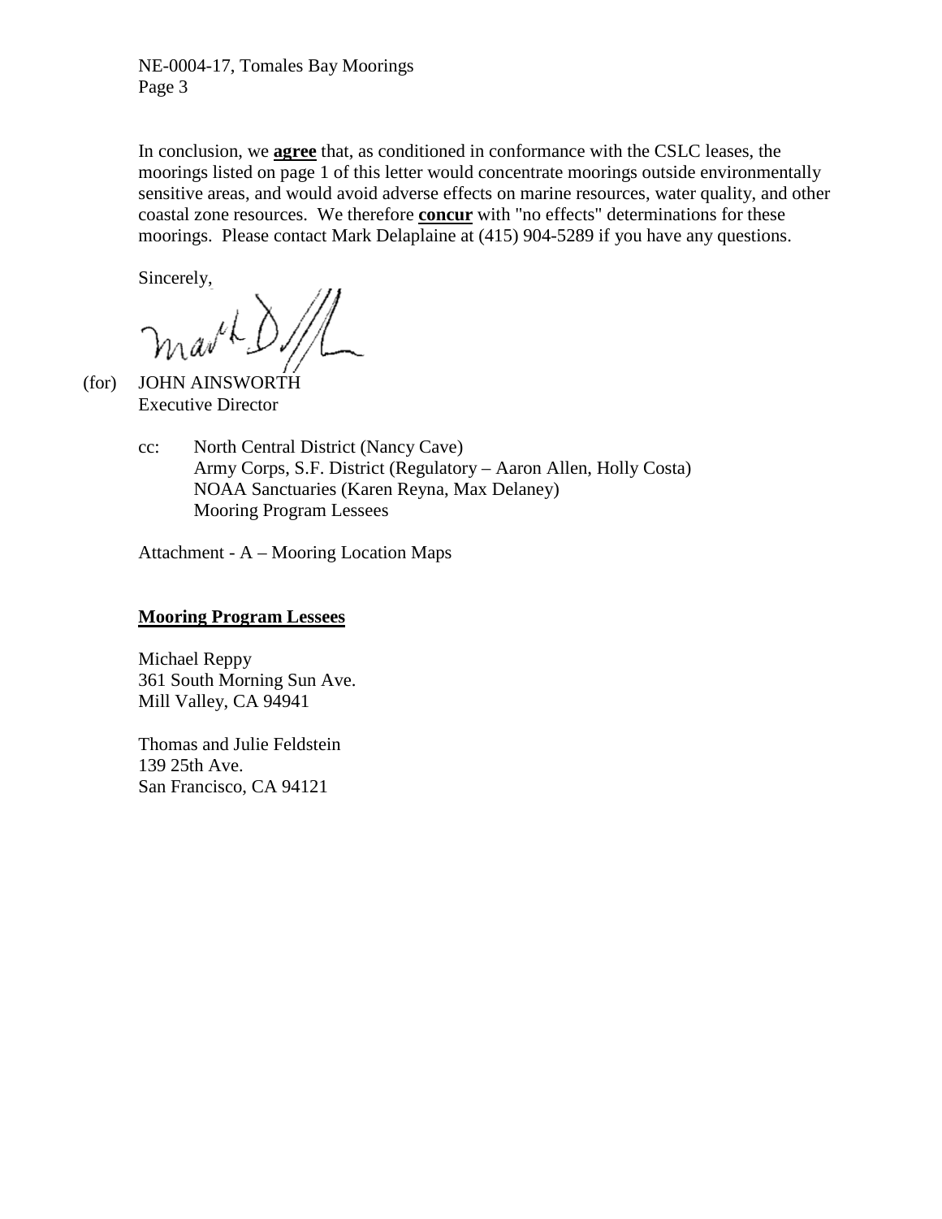In conclusion, we **agree** that, as conditioned in conformance with the CSLC leases, the moorings listed on page 1 of this letter would concentrate moorings outside environmentally sensitive areas, and would avoid adverse effects on marine resources, water quality, and other coastal zone resources. We therefore **concur** with "no effects" determinations for these moorings. Please contact Mark Delaplaine at (415) 904-5289 if you have any questions.

Sincerely,

(for) JOHN AINSWORTH
Executive Director

cc: North Central District (Nancy Cave)
Army Corps, S.F. District (Regulatory – Aaron Allen, Holly Costa)
NOAA Sanctuaries (Karen Reyna, Max Delaney)
Mooring Program Lessees

Attachment - A – Mooring Location Maps

**Mooring Program Lessees**

Michael Reppy
361 South Morning Sun Ave.
Mill Valley, CA 94941

Thomas and Julie Feldstein
139 25th Ave.
San Francisco, CA 94121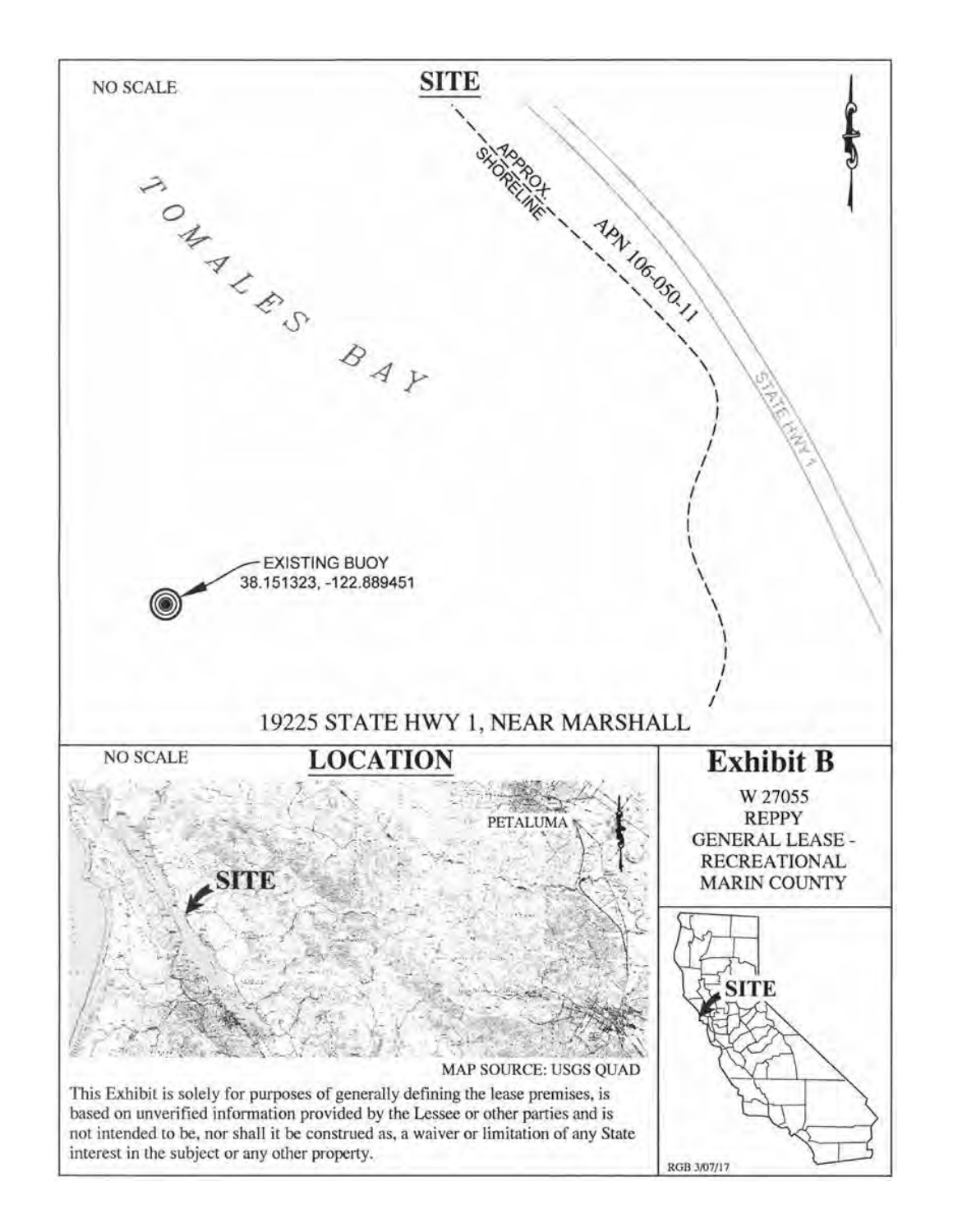NO SCALE

## SITE

TOMALES BAY

APPROX. SHORELINE

APN 106-050-11

STATE HWY 1

EXISTING BUOY
38.151323, -122.889451

19225 STATE HWY 1, NEAR MARSHALL

NO SCALE

## LOCATION

PETALUMA

SITE

MAP SOURCE: USGS QUAD

This Exhibit is solely for purposes of generally defining the lease premises, is based on unverified information provided by the Lessee or other parties and is not intended to be, nor shall it be construed as, a waiver or limitation of any State interest in the subject or any other property.

## Exhibit B

W 27055
REPPY
GENERAL LEASE - RECREATIONAL
MARIN COUNTY

SITE

RGB 3/07/17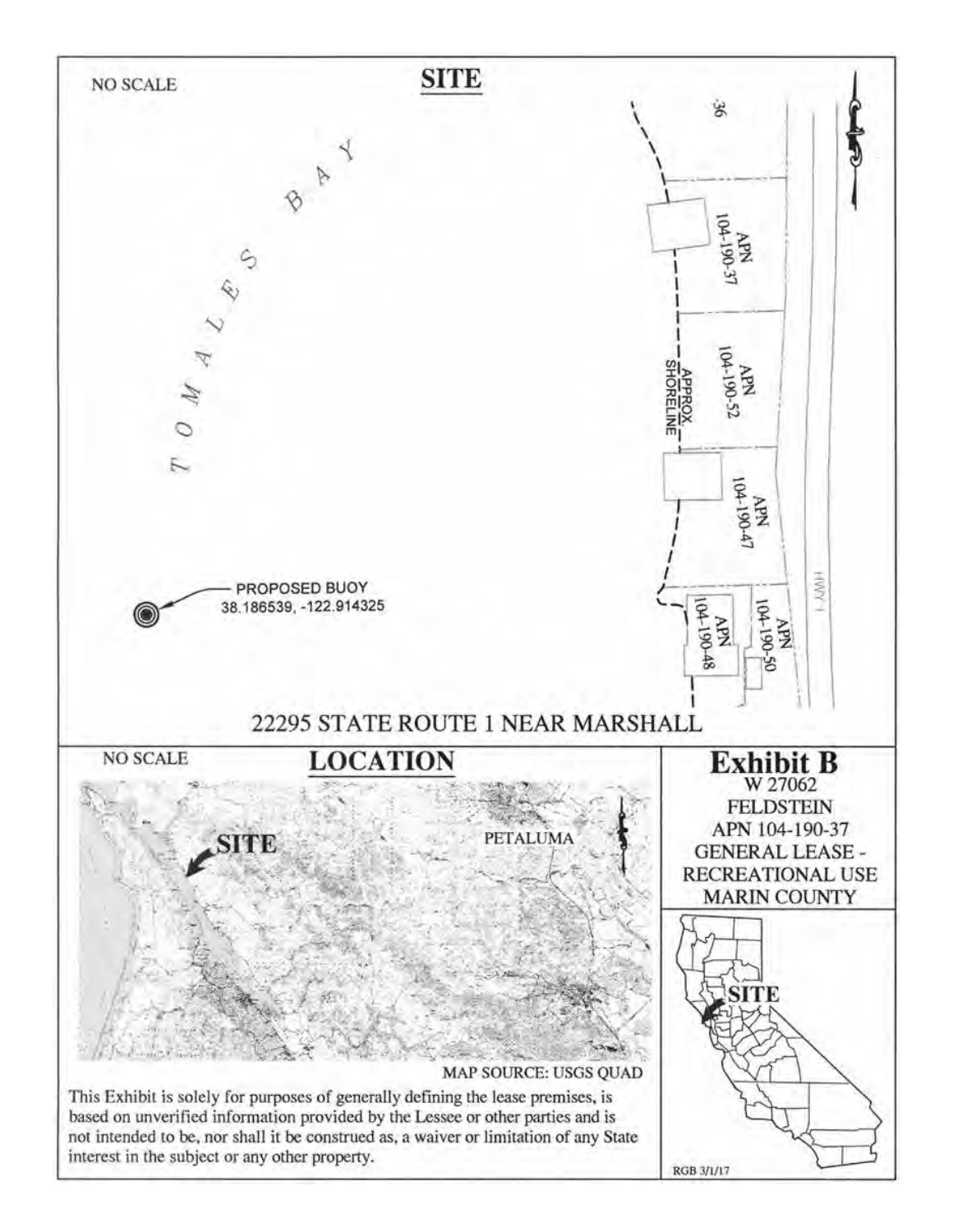NO SCALE

## SITE

TOMALES BAY

APN 104-190-37

APN 104-190-52

APPROX. SHORELINE

APN 104-190-47

APN 104-190-48

APN 104-190-50

HWY 1

PROPOSED BUOY
38.186539, -122.914325

22295 STATE ROUTE 1 NEAR MARSHALL

NO SCALE

## LOCATION

SITE

PETALUMA

MAP SOURCE: USGS QUAD

This Exhibit is solely for purposes of generally defining the lease premises, is based on unverified information provided by the Lessee or other parties and is not intended to be, nor shall it be construed as, a waiver or limitation of any State interest in the subject or any other property.

## Exhibit B

W 27062
FELDSTEIN
APN 104-190-37
GENERAL LEASE -
RECREATIONAL USE
MARIN COUNTY

SITE

RGB 3/1/17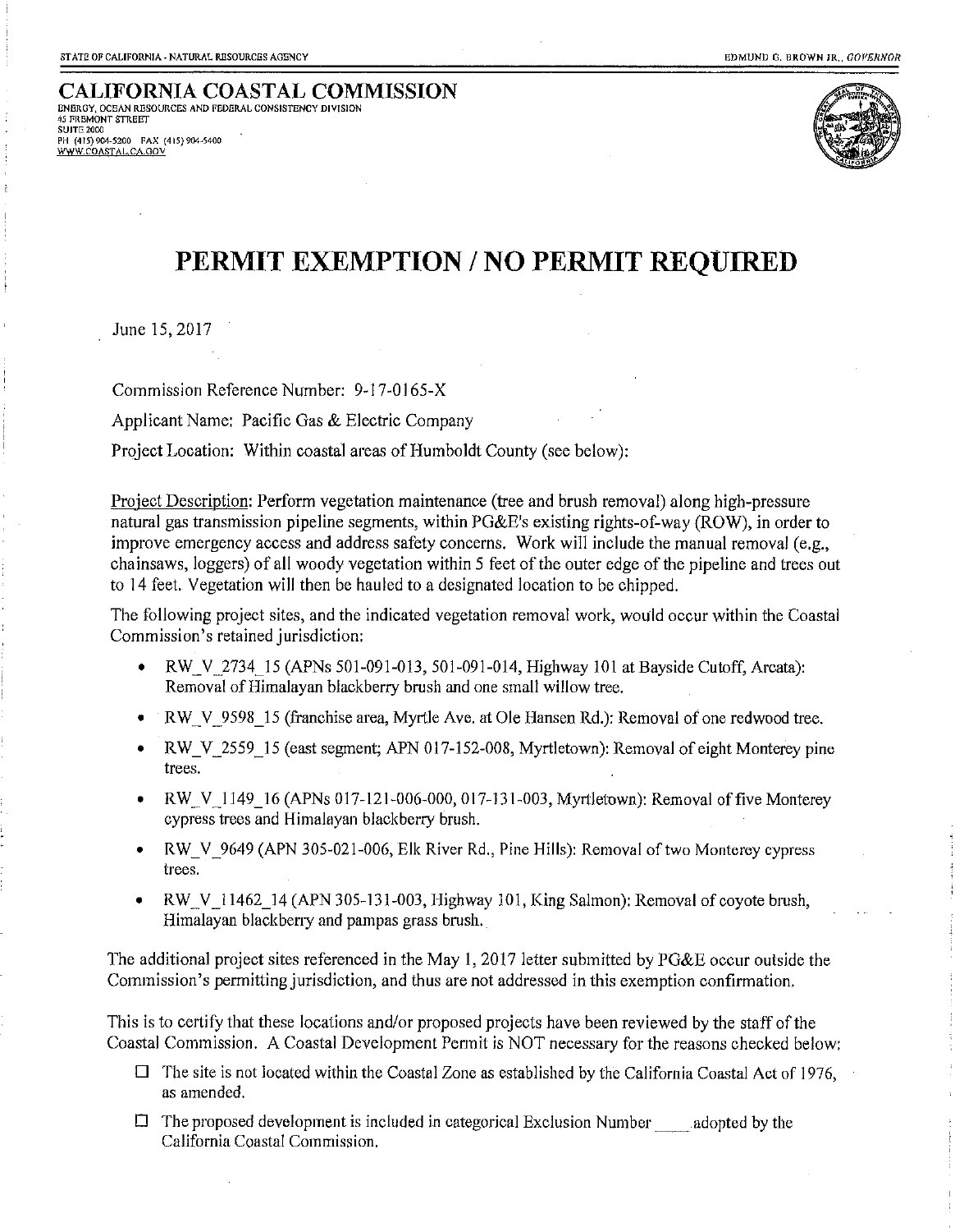STATE OF CALIFORNIA - NATURAL RESOURCES AGENCY EDMUND G. BROWN JR., *GOVERNOR*

**CALIFORNIA COASTAL COMMISSION**
ENERGY, OCEAN RESOURCES AND FEDERAL CONSISTENCY DIVISION
45 FREMONT STREET
SUITE 2000
PH (415) 904-5200 FAX (415) 904-5400
WWW.COASTAL.CA.GOV

# PERMIT EXEMPTION / NO PERMIT REQUIRED

June 15, 2017

Commission Reference Number: 9-17-0165-X

Applicant Name: Pacific Gas & Electric Company

Project Location: Within coastal areas of Humboldt County (see below):

Project Description: Perform vegetation maintenance (tree and brush removal) along high-pressure natural gas transmission pipeline segments, within PG&E's existing rights-of-way (ROW), in order to improve emergency access and address safety concerns. Work will include the manual removal (e.g., chainsaws, loggers) of all woody vegetation within 5 feet of the outer edge of the pipeline and trees out to 14 feet. Vegetation will then be hauled to a designated location to be chipped.

The following project sites, and the indicated vegetation removal work, would occur within the Coastal Commission's retained jurisdiction:

- RW_V_2734_15 (APNs 501-091-013, 501-091-014, Highway 101 at Bayside Cutoff, Arcata): Removal of Himalayan blackberry brush and one small willow tree.
- RW_V_9598_15 (franchise area, Myrtle Ave. at Ole Hansen Rd.): Removal of one redwood tree.
- RW_V_2559_15 (east segment; APN 017-152-008, Myrtletown): Removal of eight Monterey pine trees.
- RW_V_1149_16 (APNs 017-121-006-000, 017-131-003, Myrtletown): Removal of five Monterey cypress trees and Himalayan blackberry brush.
- RW_V_9649 (APN 305-021-006, Elk River Rd., Pine Hills): Removal of two Monterey cypress trees.
- RW_V_11462_14 (APN 305-131-003, Highway 101, King Salmon): Removal of coyote brush, Himalayan blackberry and pampas grass brush.

The additional project sites referenced in the May 1, 2017 letter submitted by PG&E occur outside the Commission's permitting jurisdiction, and thus are not addressed in this exemption confirmation.

This is to certify that these locations and/or proposed projects have been reviewed by the staff of the Coastal Commission. A Coastal Development Permit is NOT necessary for the reasons checked below:

- ☐ The site is not located within the Coastal Zone as established by the California Coastal Act of 1976, as amended.
- ☐ The proposed development is included in categorical Exclusion Number ____ adopted by the California Coastal Commission.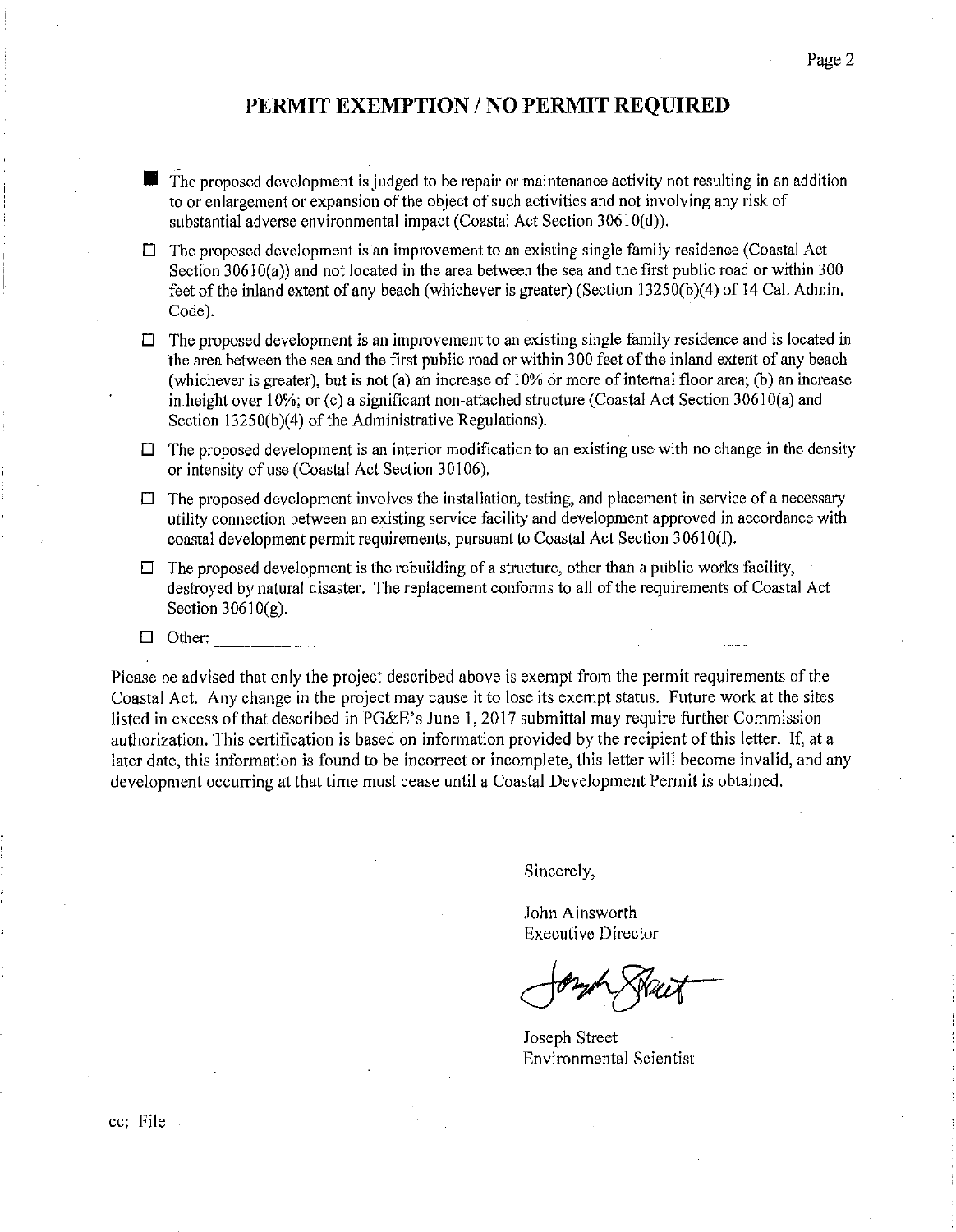## PERMIT EXEMPTION / NO PERMIT REQUIRED

- ■ The proposed development is judged to be repair or maintenance activity not resulting in an addition to or enlargement or expansion of the object of such activities and not involving any risk of substantial adverse environmental impact (Coastal Act Section 30610(d)).
- ☐ The proposed development is an improvement to an existing single family residence (Coastal Act Section 30610(a)) and not located in the area between the sea and the first public road or within 300 feet of the inland extent of any beach (whichever is greater) (Section 13250(b)(4) of 14 Cal. Admin. Code).
- ☐ The proposed development is an improvement to an existing single family residence and is located in the area between the sea and the first public road or within 300 feet of the inland extent of any beach (whichever is greater), but is not (a) an increase of 10% or more of internal floor area; (b) an increase in height over 10%; or (c) a significant non-attached structure (Coastal Act Section 30610(a) and Section 13250(b)(4) of the Administrative Regulations).
- ☐ The proposed development is an interior modification to an existing use with no change in the density or intensity of use (Coastal Act Section 30106).
- ☐ The proposed development involves the installation, testing, and placement in service of a necessary utility connection between an existing service facility and development approved in accordance with coastal development permit requirements, pursuant to Coastal Act Section 30610(f).
- ☐ The proposed development is the rebuilding of a structure, other than a public works facility, destroyed by natural disaster. The replacement conforms to all of the requirements of Coastal Act Section 30610(g).
- ☐ Other: ______________________________

Please be advised that only the project described above is exempt from the permit requirements of the Coastal Act. Any change in the project may cause it to lose its exempt status. Future work at the sites listed in excess of that described in PG&E's June 1, 2017 submittal may require further Commission authorization. This certification is based on information provided by the recipient of this letter. If, at a later date, this information is found to be incorrect or incomplete, this letter will become invalid, and any development occurring at that time must cease until a Coastal Development Permit is obtained.

Sincerely,

John Ainsworth
Executive Director

Joseph Street
Environmental Scientist

cc: File